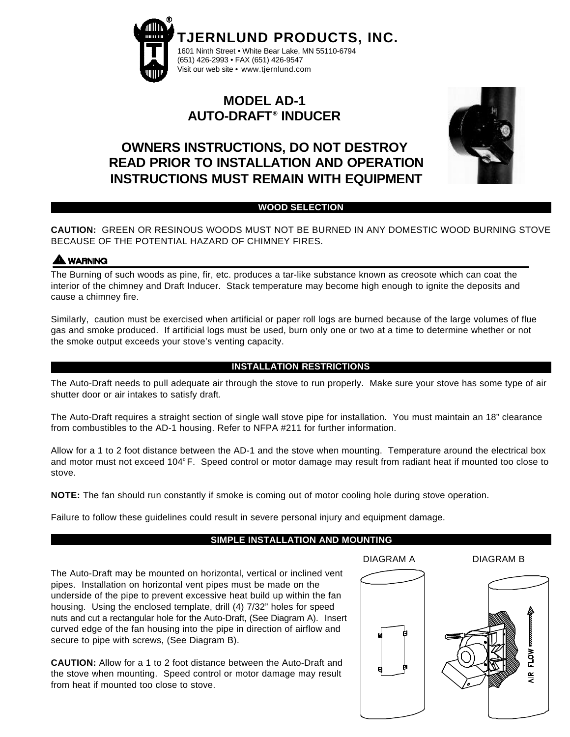**TJERNLUND PRODUCTS, INC.**

1601 Ninth Street • White Bear Lake, MN 55110-6794
(651) 426-2993 • FAX (651) 426-9547
Visit our web site • www.tjernlund.com

# MODEL AD-1
# AUTO-DRAFT® INDUCER

## OWNERS INSTRUCTIONS, DO NOT DESTROY
## READ PRIOR TO INSTALLATION AND OPERATION
## INSTRUCTIONS MUST REMAIN WITH EQUIPMENT

### WOOD SELECTION

**CAUTION:** GREEN OR RESINOUS WOODS MUST NOT BE BURNED IN ANY DOMESTIC WOOD BURNING STOVE BECAUSE OF THE POTENTIAL HAZARD OF CHIMNEY FIRES.

**WARNING**

The Burning of such woods as pine, fir, etc. produces a tar-like substance known as creosote which can coat the interior of the chimney and Draft Inducer. Stack temperature may become high enough to ignite the deposits and cause a chimney fire.

Similarly, caution must be exercised when artificial or paper roll logs are burned because of the large volumes of flue gas and smoke produced. If artificial logs must be used, burn only one or two at a time to determine whether or not the smoke output exceeds your stove's venting capacity.

### INSTALLATION RESTRICTIONS

The Auto-Draft needs to pull adequate air through the stove to run properly. Make sure your stove has some type of air shutter door or air intakes to satisfy draft.

The Auto-Draft requires a straight section of single wall stove pipe for installation. You must maintain an 18" clearance from combustibles to the AD-1 housing. Refer to NFPA #211 for further information.

Allow for a 1 to 2 foot distance between the AD-1 and the stove when mounting. Temperature around the electrical box and motor must not exceed 104°F. Speed control or motor damage may result from radiant heat if mounted too close to stove.

**NOTE:** The fan should run constantly if smoke is coming out of motor cooling hole during stove operation.

Failure to follow these guidelines could result in severe personal injury and equipment damage.

### SIMPLE INSTALLATION AND MOUNTING

The Auto-Draft may be mounted on horizontal, vertical or inclined vent pipes. Installation on horizontal vent pipes must be made on the underside of the pipe to prevent excessive heat build up within the fan housing. Using the enclosed template, drill (4) 7/32" holes for speed nuts and cut a rectangular hole for the Auto-Draft, (See Diagram A). Insert curved edge of the fan housing into the pipe in direction of airflow and secure to pipe with screws, (See Diagram B).

**CAUTION:** Allow for a 1 to 2 foot distance between the Auto-Draft and the stove when mounting. Speed control or motor damage may result from heat if mounted too close to stove.

DIAGRAM A

DIAGRAM B

AIR FLOW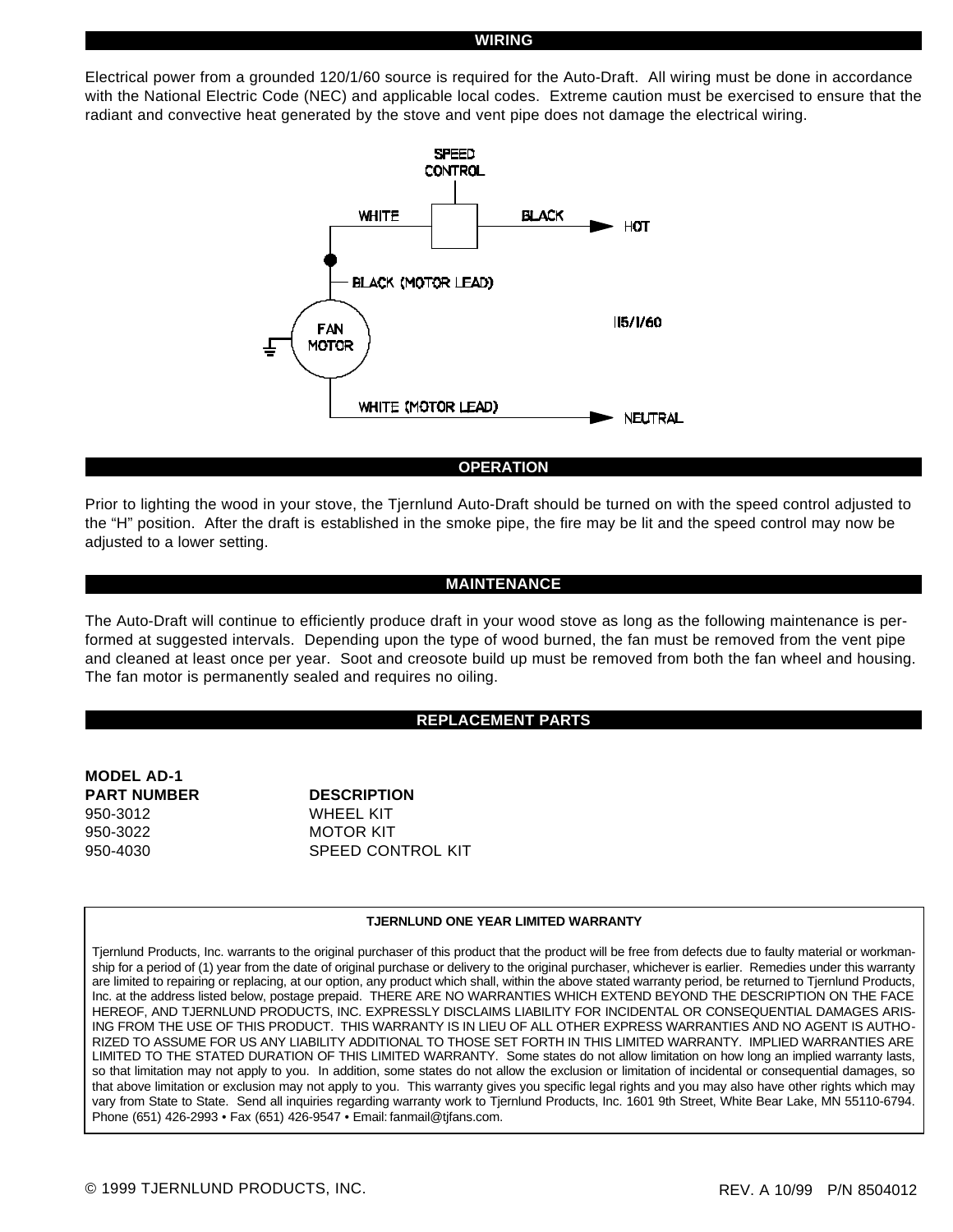## WIRING

Electrical power from a grounded 120/1/60 source is required for the Auto-Draft. All wiring must be done in accordance with the National Electric Code (NEC) and applicable local codes. Extreme caution must be exercised to ensure that the radiant and convective heat generated by the stove and vent pipe does not damage the electrical wiring.

SPEED CONTROL

WHITE

BLACK

HOT

BLACK (MOTOR LEAD)

FAN MOTOR

115/1/60

WHITE (MOTOR LEAD)

NEUTRAL

## OPERATION

Prior to lighting the wood in your stove, the Tjernlund Auto-Draft should be turned on with the speed control adjusted to the "H" position. After the draft is established in the smoke pipe, the fire may be lit and the speed control may now be adjusted to a lower setting.

## MAINTENANCE

The Auto-Draft will continue to efficiently produce draft in your wood stove as long as the following maintenance is performed at suggested intervals. Depending upon the type of wood burned, the fan must be removed from the vent pipe and cleaned at least once per year. Soot and creosote build up must be removed from both the fan wheel and housing. The fan motor is permanently sealed and requires no oiling.

## REPLACEMENT PARTS

**MODEL AD-1**

| **PART NUMBER** | **DESCRIPTION** |
|---|---|
| 950-3012 | WHEEL KIT |
| 950-3022 | MOTOR KIT |
| 950-4030 | SPEED CONTROL KIT |

**TJERNLUND ONE YEAR LIMITED WARRANTY**

Tjernlund Products, Inc. warrants to the original purchaser of this product that the product will be free from defects due to faulty material or workmanship for a period of (1) year from the date of original purchase or delivery to the original purchaser, whichever is earlier. Remedies under this warranty are limited to repairing or replacing, at our option, any product which shall, within the above stated warranty period, be returned to Tjernlund Products, Inc. at the address listed below, postage prepaid. THERE ARE NO WARRANTIES WHICH EXTEND BEYOND THE DESCRIPTION ON THE FACE HEREOF, AND TJERNLUND PRODUCTS, INC. EXPRESSLY DISCLAIMS LIABILITY FOR INCIDENTAL OR CONSEQUENTIAL DAMAGES ARISING FROM THE USE OF THIS PRODUCT. THIS WARRANTY IS IN LIEU OF ALL OTHER EXPRESS WARRANTIES AND NO AGENT IS AUTHORIZED TO ASSUME FOR US ANY LIABILITY ADDITIONAL TO THOSE SET FORTH IN THIS LIMITED WARRANTY. IMPLIED WARRANTIES ARE LIMITED TO THE STATED DURATION OF THIS LIMITED WARRANTY. Some states do not allow limitation on how long an implied warranty lasts, so that limitation may not apply to you. In addition, some states do not allow the exclusion or limitation of incidental or consequential damages, so that above limitation or exclusion may not apply to you. This warranty gives you specific legal rights and you may also have other rights which may vary from State to State. Send all inquiries regarding warranty work to Tjernlund Products, Inc. 1601 9th Street, White Bear Lake, MN 55110-6794. Phone (651) 426-2993 • Fax (651) 426-9547 • Email: fanmail@tjfans.com.

© 1999 TJERNLUND PRODUCTS, INC.

REV. A 10/99 P/N 8504012